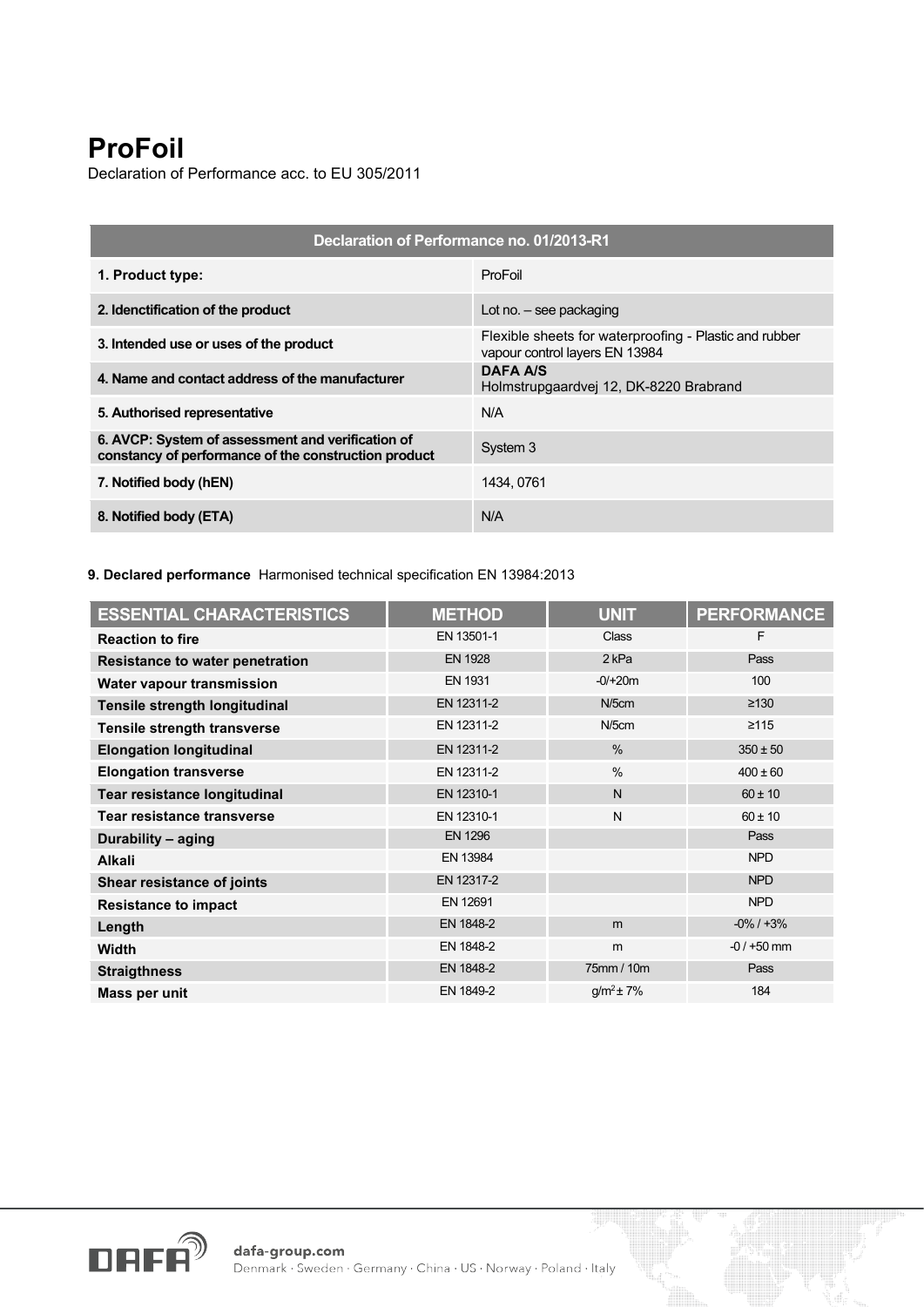# ProFoil

Declaration of Performance acc. to EU 305/2011

| Declaration of Performance no. 01/2013-R1 | |
|---|---|
| **1. Product type:** | ProFoil |
| **2. Idenctification of the product** | Lot no. – see packaging |
| **3. Intended use or uses of the product** | Flexible sheets for waterproofing - Plastic and rubber vapour control layers EN 13984 |
| **4. Name and contact address of the manufacturer** | **DAFA A/S** Holmstrupgaardvej 12, DK-8220 Brabrand |
| **5. Authorised representative** | N/A |
| **6. AVCP: System of assessment and verification of constancy of performance of the construction product** | System 3 |
| **7. Notified body (hEN)** | 1434, 0761 |
| **8. Notified body (ETA)** | N/A |

**9. Declared performance** Harmonised technical specification EN 13984:2013

| ESSENTIAL CHARACTERISTICS | METHOD | UNIT | PERFORMANCE |
|---|---|---|---|
| **Reaction to fire** | EN 13501-1 | Class | F |
| **Resistance to water penetration** | EN 1928 | 2 kPa | Pass |
| **Water vapour transmission** | EN 1931 | -0/+20m | 100 |
| **Tensile strength longitudinal** | EN 12311-2 | N/5cm | ≥130 |
| **Tensile strength transverse** | EN 12311-2 | N/5cm | ≥115 |
| **Elongation longitudinal** | EN 12311-2 | % | 350 ± 50 |
| **Elongation transverse** | EN 12311-2 | % | 400 ± 60 |
| **Tear resistance longitudinal** | EN 12310-1 | N | 60 ± 10 |
| **Tear resistance transverse** | EN 12310-1 | N | 60 ± 10 |
| **Durability – aging** | EN 1296 | | Pass |
| **Alkali** | EN 13984 | | NPD |
| **Shear resistance of joints** | EN 12317-2 | | NPD |
| **Resistance to impact** | EN 12691 | | NPD |
| **Length** | EN 1848-2 | m | -0% / +3% |
| **Width** | EN 1848-2 | m | -0 / +50 mm |
| **Straigthness** | EN 1848-2 | 75mm / 10m | Pass |
| **Mass per unit** | EN 1849-2 | $g/m^2 \pm 7\%$ | 184 |

dafa-group.com

Denmark · Sweden · Germany · China · US · Norway · Poland · Italy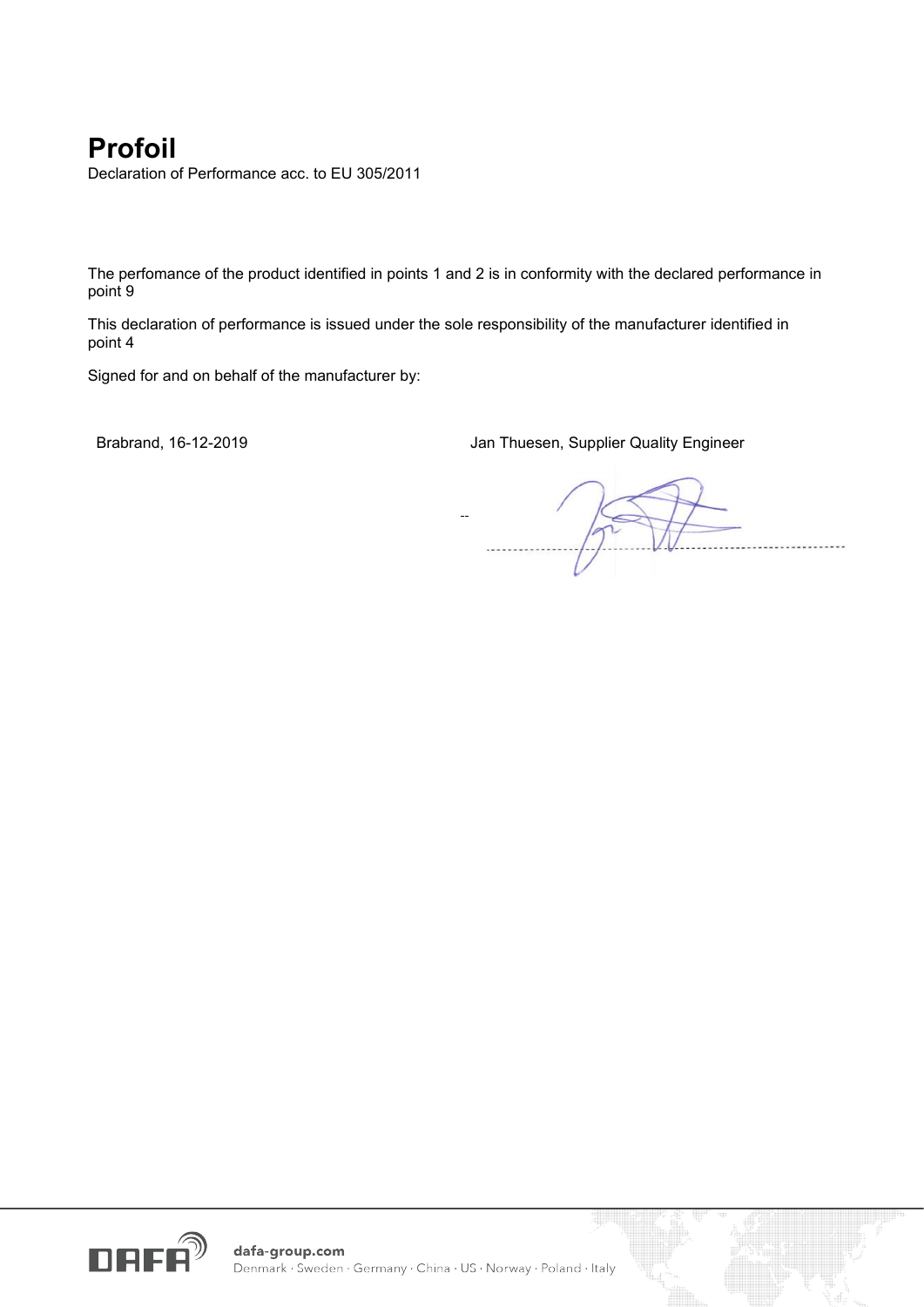# Profoil

Declaration of Performance acc. to EU 305/2011

The perfomance of the product identified in points 1 and 2 is in conformity with the declared performance in point 9

This declaration of performance is issued under the sole responsibility of the manufacturer identified in point 4

Signed for and on behalf of the manufacturer by:

Brabrand, 16-12-2019

Jan Thuesen, Supplier Quality Engineer

--

dafa-group.com

Denmark · Sweden · Germany · China · US · Norway · Poland · Italy